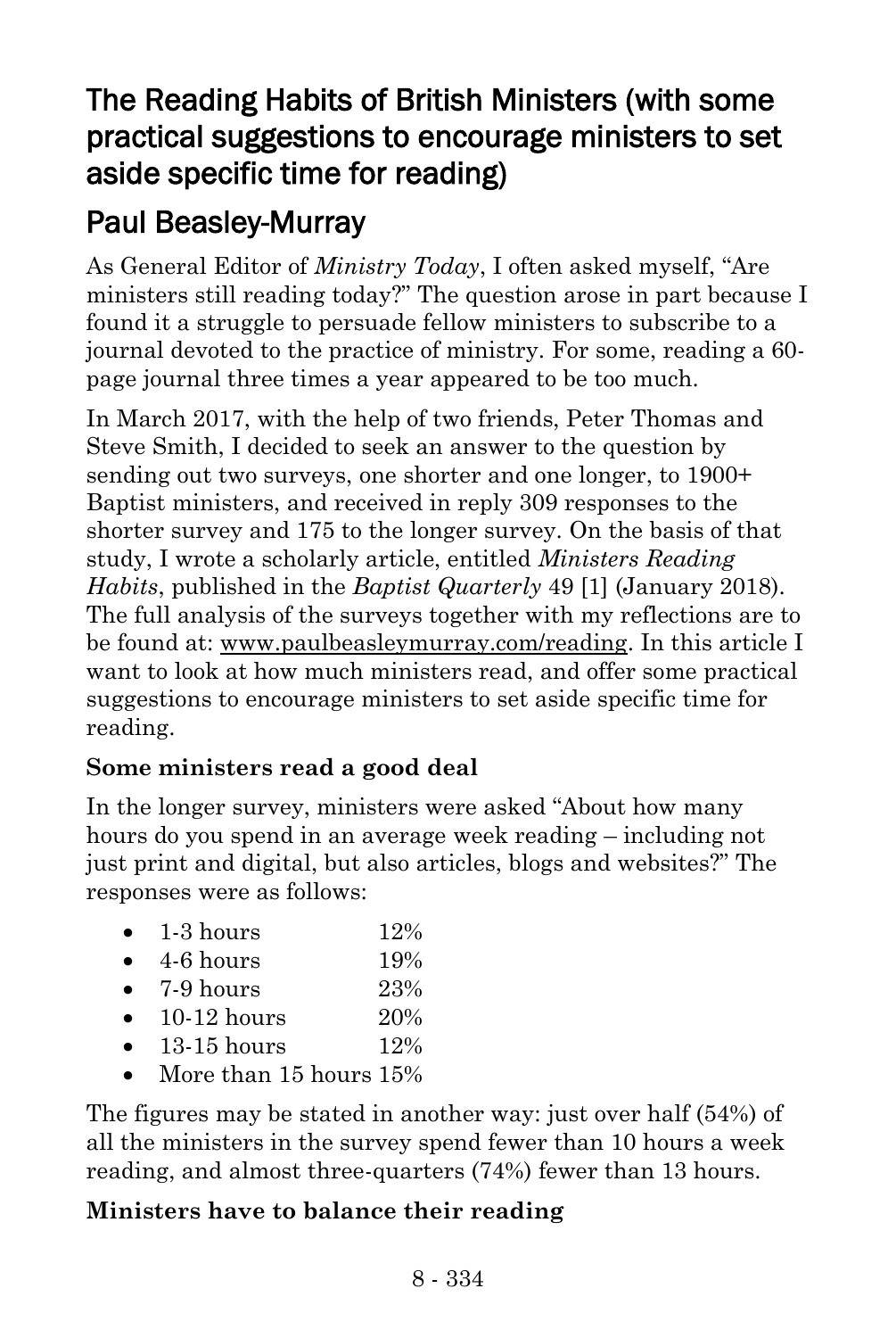# The Reading Habits of British Ministers (with some practical suggestions to encourage ministers to set aside specific time for reading)

## Paul Beasley-Murray

As General Editor of *Ministry Today*, I often asked myself, "Are ministers still reading today?" The question arose in part because I found it a struggle to persuade fellow ministers to subscribe to a journal devoted to the practice of ministry. For some, reading a 60-page journal three times a year appeared to be too much.

In March 2017, with the help of two friends, Peter Thomas and Steve Smith, I decided to seek an answer to the question by sending out two surveys, one shorter and one longer, to 1900+ Baptist ministers, and received in reply 309 responses to the shorter survey and 175 to the longer survey. On the basis of that study, I wrote a scholarly article, entitled *Ministers Reading Habits*, published in the *Baptist Quarterly* 49 [1] (January 2018). The full analysis of the surveys together with my reflections are to be found at: www.paulbeasleymurray.com/reading. In this article I want to look at how much ministers read, and offer some practical suggestions to encourage ministers to set aside specific time for reading.

**Some ministers read a good deal**

In the longer survey, ministers were asked "About how many hours do you spend in an average week reading – including not just print and digital, but also articles, blogs and websites?" The responses were as follows:

- 1-3 hours 12%
- 4-6 hours 19%
- 7-9 hours 23%
- 10-12 hours 20%
- 13-15 hours 12%
- More than 15 hours 15%

The figures may be stated in another way: just over half (54%) of all the ministers in the survey spend fewer than 10 hours a week reading, and almost three-quarters (74%) fewer than 13 hours.

**Ministers have to balance their reading**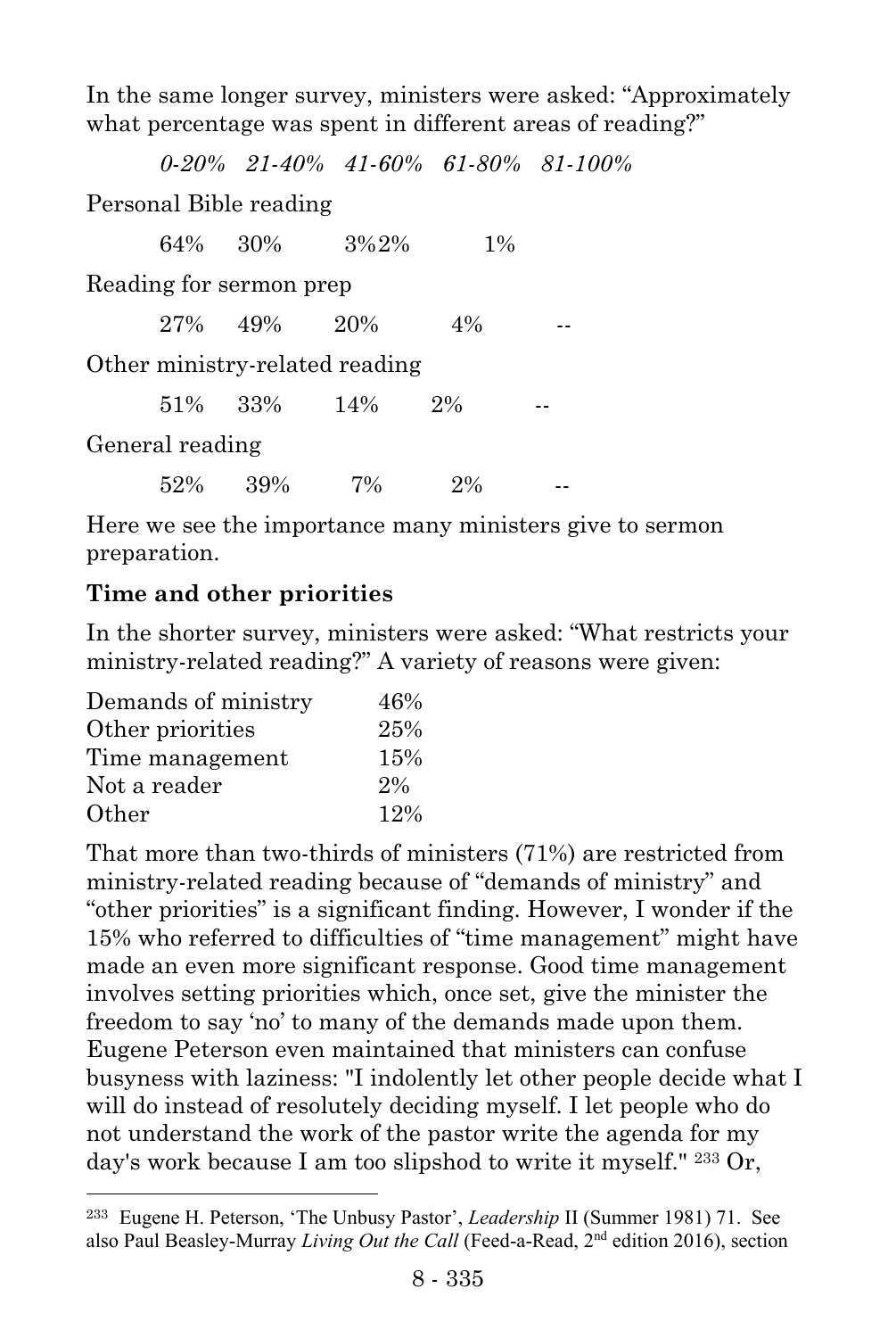In the same longer survey, ministers were asked: "Approximately what percentage was spent in different areas of reading?"

| | *0-20%* | *21-40%* | *41-60%* | *61-80%* | *81-100%* |
|---|---|---|---|---|---|
| Personal Bible reading | 64% | 30% | 3% | 2% | 1% |
| Reading for sermon prep | 27% | 49% | 20% | 4% | -- |
| Other ministry-related reading | 51% | 33% | 14% | 2% | -- |
| General reading | 52% | 39% | 7% | 2% | -- |

Here we see the importance many ministers give to sermon preparation.

**Time and other priorities**

In the shorter survey, ministers were asked: "What restricts your ministry-related reading?" A variety of reasons were given:

| | |
|---|---|
| Demands of ministry | 46% |
| Other priorities | 25% |
| Time management | 15% |
| Not a reader | 2% |
| Other | 12% |

That more than two-thirds of ministers (71%) are restricted from ministry-related reading because of "demands of ministry" and "other priorities" is a significant finding. However, I wonder if the 15% who referred to difficulties of "time management" might have made an even more significant response. Good time management involves setting priorities which, once set, give the minister the freedom to say 'no' to many of the demands made upon them. Eugene Peterson even maintained that ministers can confuse busyness with laziness: "I indolently let other people decide what I will do instead of resolutely deciding myself. I let people who do not understand the work of the pastor write the agenda for my day's work because I am too slipshod to write it myself." [233] Or,

---

[233] Eugene H. Peterson, 'The Unbusy Pastor', *Leadership* II (Summer 1981) 71. See also Paul Beasley-Murray *Living Out the Call* (Feed-a-Read, 2nd edition 2016), section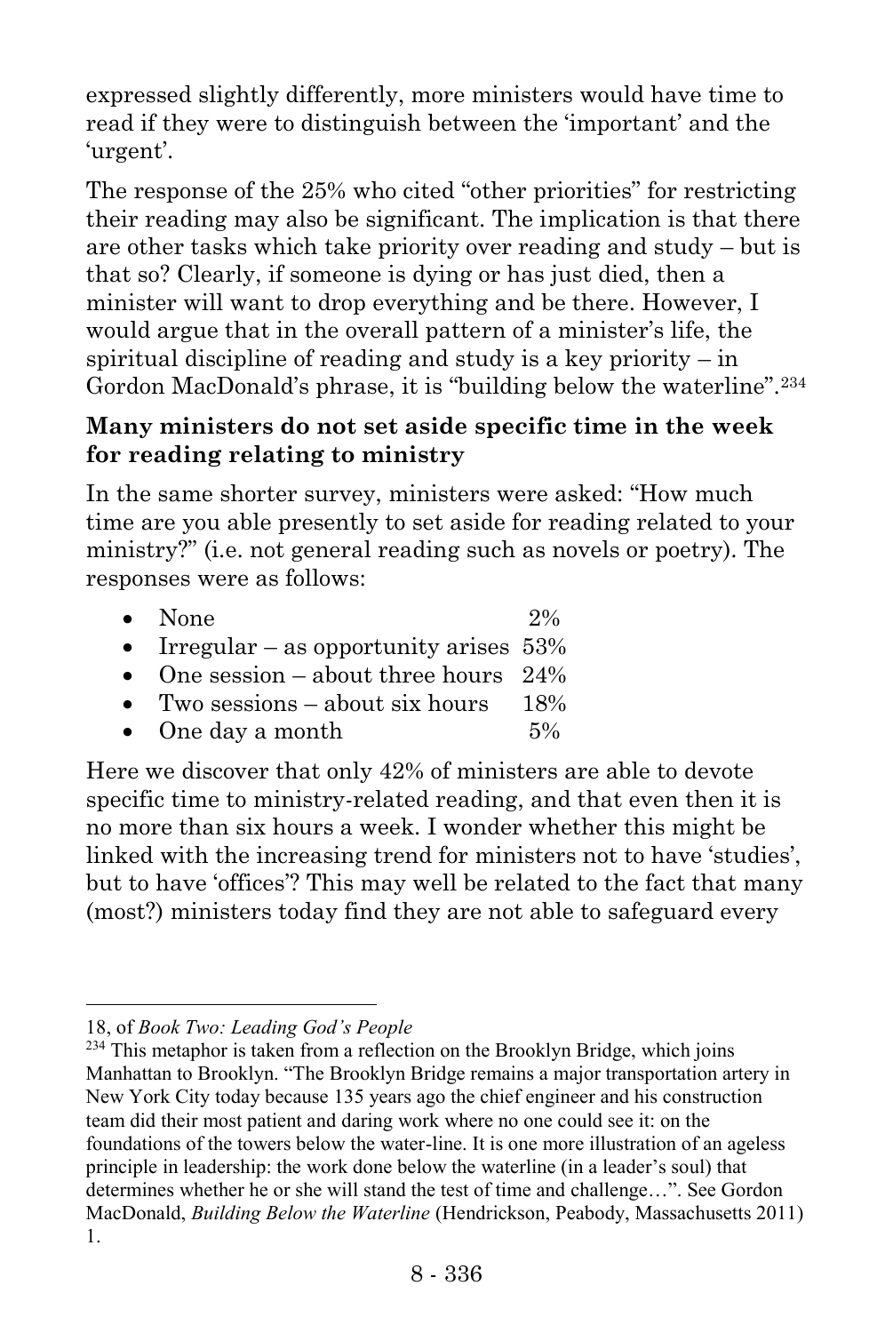expressed slightly differently, more ministers would have time to read if they were to distinguish between the 'important' and the 'urgent'.

The response of the 25% who cited "other priorities" for restricting their reading may also be significant. The implication is that there are other tasks which take priority over reading and study – but is that so? Clearly, if someone is dying or has just died, then a minister will want to drop everything and be there. However, I would argue that in the overall pattern of a minister's life, the spiritual discipline of reading and study is a key priority – in Gordon MacDonald's phrase, it is "building below the waterline".[234]

**Many ministers do not set aside specific time in the week for reading relating to ministry**

In the same shorter survey, ministers were asked: "How much time are you able presently to set aside for reading related to your ministry?" (i.e. not general reading such as novels or poetry). The responses were as follows:

- None 2%
- Irregular – as opportunity arises 53%
- One session – about three hours 24%
- Two sessions – about six hours 18%
- One day a month 5%

Here we discover that only 42% of ministers are able to devote specific time to ministry-related reading, and that even then it is no more than six hours a week. I wonder whether this might be linked with the increasing trend for ministers not to have 'studies', but to have 'offices'? This may well be related to the fact that many (most?) ministers today find they are not able to safeguard every

---

18, of *Book Two: Leading God's People*

[234] This metaphor is taken from a reflection on the Brooklyn Bridge, which joins Manhattan to Brooklyn. "The Brooklyn Bridge remains a major transportation artery in New York City today because 135 years ago the chief engineer and his construction team did their most patient and daring work where no one could see it: on the foundations of the towers below the water-line. It is one more illustration of an ageless principle in leadership: the work done below the waterline (in a leader's soul) that determines whether he or she will stand the test of time and challenge…". See Gordon MacDonald, *Building Below the Waterline* (Hendrickson, Peabody, Massachusetts 2011) 1.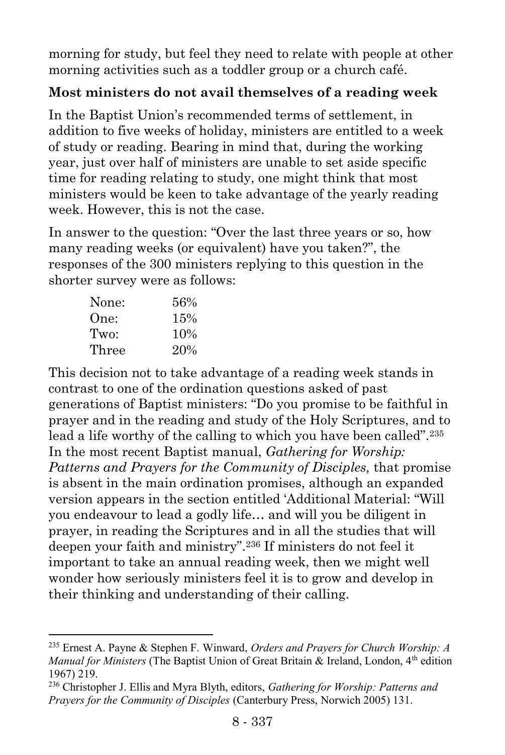morning for study, but feel they need to relate with people at other morning activities such as a toddler group or a church café.

**Most ministers do not avail themselves of a reading week**

In the Baptist Union's recommended terms of settlement, in addition to five weeks of holiday, ministers are entitled to a week of study or reading. Bearing in mind that, during the working year, just over half of ministers are unable to set aside specific time for reading relating to study, one might think that most ministers would be keen to take advantage of the yearly reading week. However, this is not the case.

In answer to the question: "Over the last three years or so, how many reading weeks (or equivalent) have you taken?", the responses of the 300 ministers replying to this question in the shorter survey were as follows:

| | |
|---|---|
| None: | 56% |
| One: | 15% |
| Two: | 10% |
| Three | 20% |

This decision not to take advantage of a reading week stands in contrast to one of the ordination questions asked of past generations of Baptist ministers: "Do you promise to be faithful in prayer and in the reading and study of the Holy Scriptures, and to lead a life worthy of the calling to which you have been called".[235] In the most recent Baptist manual, *Gathering for Worship: Patterns and Prayers for the Community of Disciples,* that promise is absent in the main ordination promises, although an expanded version appears in the section entitled 'Additional Material: "Will you endeavour to lead a godly life… and will you be diligent in prayer, in reading the Scriptures and in all the studies that will deepen your faith and ministry".[236] If ministers do not feel it important to take an annual reading week, then we might well wonder how seriously ministers feel it is to grow and develop in their thinking and understanding of their calling.

---

[235] Ernest A. Payne & Stephen F. Winward, *Orders and Prayers for Church Worship: A Manual for Ministers* (The Baptist Union of Great Britain & Ireland, London, 4th edition 1967) 219.

[236] Christopher J. Ellis and Myra Blyth, editors, *Gathering for Worship: Patterns and Prayers for the Community of Disciples* (Canterbury Press, Norwich 2005) 131.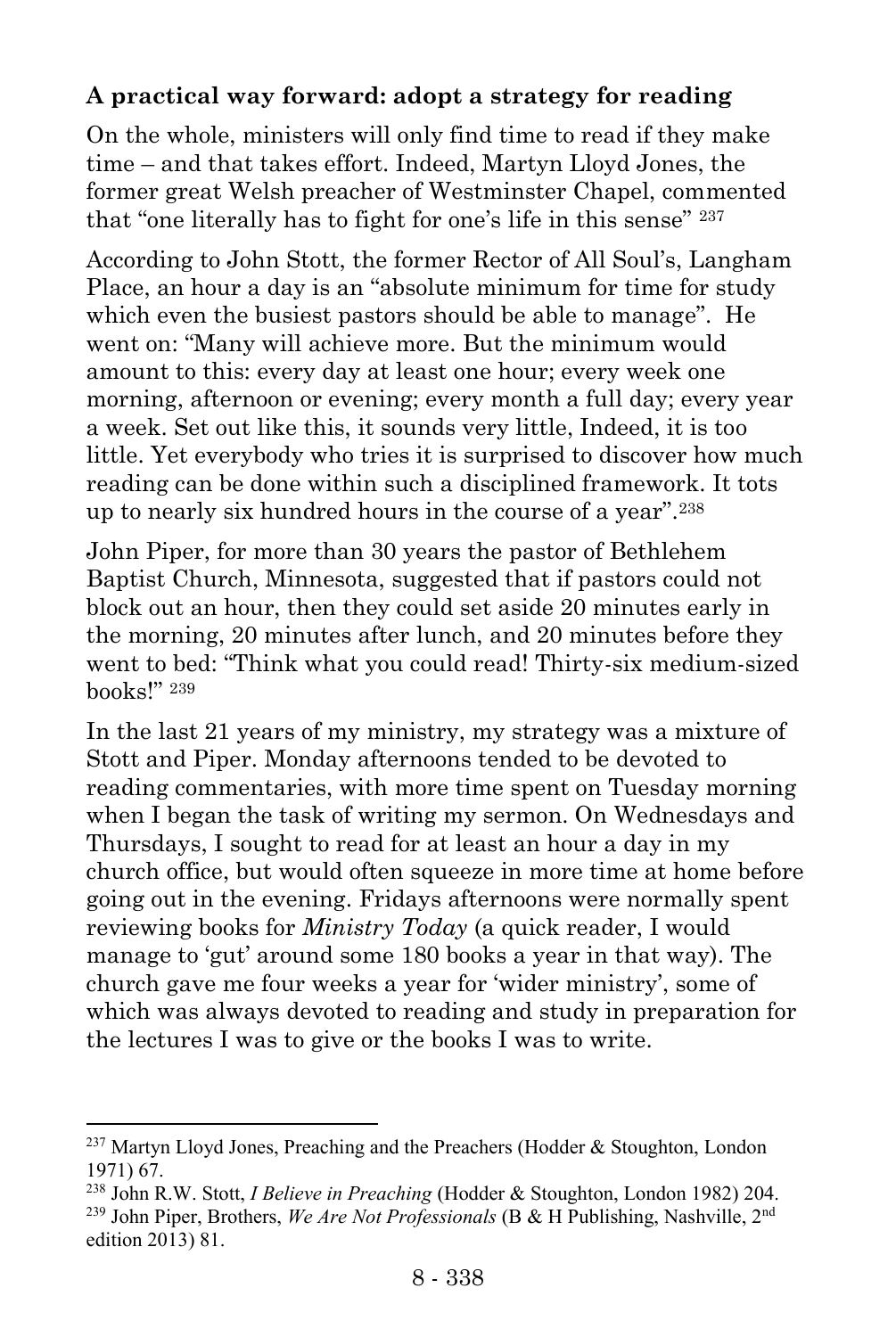**A practical way forward: adopt a strategy for reading**

On the whole, ministers will only find time to read if they make time – and that takes effort. Indeed, Martyn Lloyd Jones, the former great Welsh preacher of Westminster Chapel, commented that "one literally has to fight for one's life in this sense" [237]

According to John Stott, the former Rector of All Soul's, Langham Place, an hour a day is an "absolute minimum for time for study which even the busiest pastors should be able to manage". He went on: "Many will achieve more. But the minimum would amount to this: every day at least one hour; every week one morning, afternoon or evening; every month a full day; every year a week. Set out like this, it sounds very little, Indeed, it is too little. Yet everybody who tries it is surprised to discover how much reading can be done within such a disciplined framework. It tots up to nearly six hundred hours in the course of a year".[238]

John Piper, for more than 30 years the pastor of Bethlehem Baptist Church, Minnesota, suggested that if pastors could not block out an hour, then they could set aside 20 minutes early in the morning, 20 minutes after lunch, and 20 minutes before they went to bed: "Think what you could read! Thirty-six medium-sized books!" [239]

In the last 21 years of my ministry, my strategy was a mixture of Stott and Piper. Monday afternoons tended to be devoted to reading commentaries, with more time spent on Tuesday morning when I began the task of writing my sermon. On Wednesdays and Thursdays, I sought to read for at least an hour a day in my church office, but would often squeeze in more time at home before going out in the evening. Fridays afternoons were normally spent reviewing books for *Ministry Today* (a quick reader, I would manage to 'gut' around some 180 books a year in that way). The church gave me four weeks a year for 'wider ministry', some of which was always devoted to reading and study in preparation for the lectures I was to give or the books I was to write.

---

[237] Martyn Lloyd Jones, Preaching and the Preachers (Hodder & Stoughton, London 1971) 67.

[238] John R.W. Stott, *I Believe in Preaching* (Hodder & Stoughton, London 1982) 204.

[239] John Piper, Brothers, *We Are Not Professionals* (B & H Publishing, Nashville, 2nd edition 2013) 81.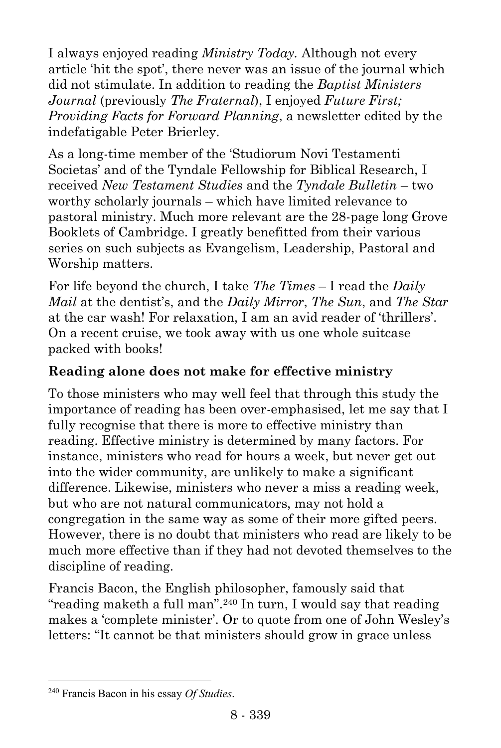I always enjoyed reading *Ministry Today*. Although not every article 'hit the spot', there never was an issue of the journal which did not stimulate. In addition to reading the *Baptist Ministers Journal* (previously *The Fraternal*), I enjoyed *Future First; Providing Facts for Forward Planning*, a newsletter edited by the indefatigable Peter Brierley.

As a long-time member of the 'Studiorum Novi Testamenti Societas' and of the Tyndale Fellowship for Biblical Research, I received *New Testament Studies* and the *Tyndale Bulletin* – two worthy scholarly journals – which have limited relevance to pastoral ministry. Much more relevant are the 28-page long Grove Booklets of Cambridge. I greatly benefitted from their various series on such subjects as Evangelism, Leadership, Pastoral and Worship matters.

For life beyond the church, I take *The Times* – I read the *Daily Mail* at the dentist's, and the *Daily Mirror*, *The Sun*, and *The Star* at the car wash! For relaxation, I am an avid reader of 'thrillers'. On a recent cruise, we took away with us one whole suitcase packed with books!

**Reading alone does not make for effective ministry**

To those ministers who may well feel that through this study the importance of reading has been over-emphasised, let me say that I fully recognise that there is more to effective ministry than reading. Effective ministry is determined by many factors. For instance, ministers who read for hours a week, but never get out into the wider community, are unlikely to make a significant difference. Likewise, ministers who never a miss a reading week, but who are not natural communicators, may not hold a congregation in the same way as some of their more gifted peers. However, there is no doubt that ministers who read are likely to be much more effective than if they had not devoted themselves to the discipline of reading.

Francis Bacon, the English philosopher, famously said that "reading maketh a full man".[240] In turn, I would say that reading makes a 'complete minister'. Or to quote from one of John Wesley's letters: "It cannot be that ministers should grow in grace unless

[240] Francis Bacon in his essay *Of Studies*.